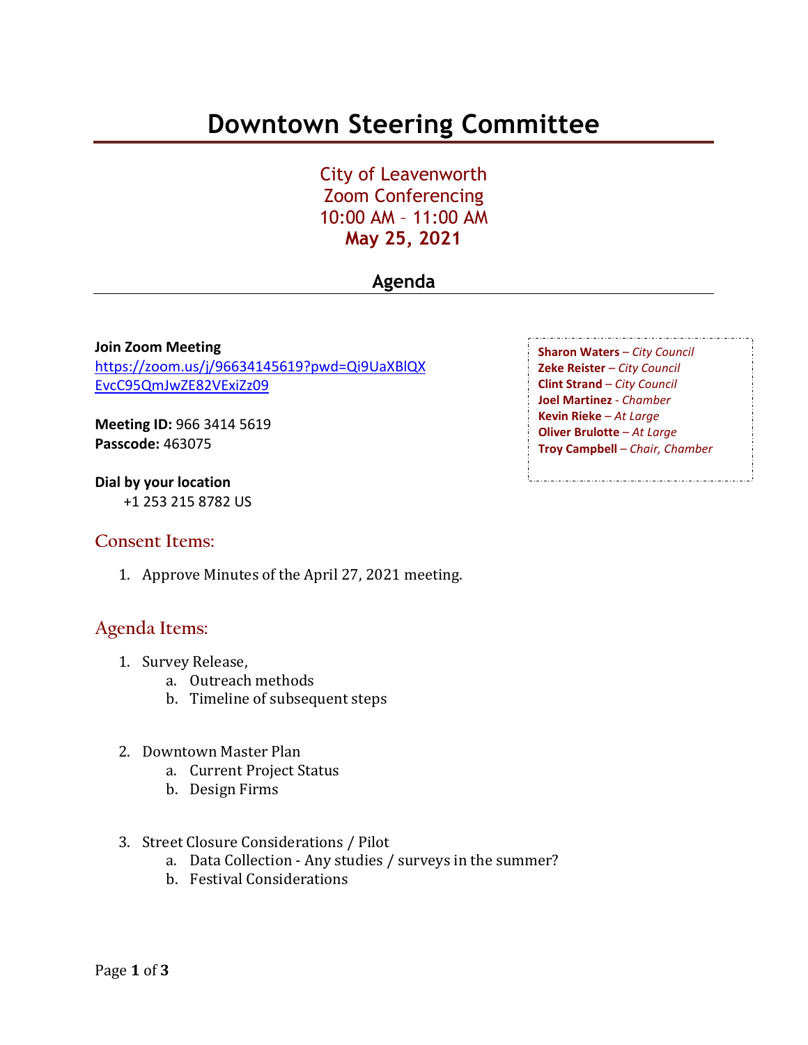# Downtown Steering Committee

City of Leavenworth
Zoom Conferencing
10:00 AM – 11:00 AM
**May 25, 2021**

## Agenda

**Join Zoom Meeting**
https://zoom.us/j/96634145619?pwd=Qi9UaXBlQXEvcC95QmJwZE82VExiZz09

**Meeting ID:** 966 3414 5619
**Passcode:** 463075

**Dial by your location**
+1 253 215 8782 US

**Sharon Waters** – *City Council*
**Zeke Reister** – *City Council*
**Clint Strand** – *City Council*
**Joel Martinez** - *Chamber*
**Kevin Rieke** – *At Large*
**Oliver Brulotte** – *At Large*
**Troy Campbell** – *Chair, Chamber*

### Consent Items:

1. Approve Minutes of the April 27, 2021 meeting.

### Agenda Items:

1. Survey Release,
   a. Outreach methods
   b. Timeline of subsequent steps

2. Downtown Master Plan
   a. Current Project Status
   b. Design Firms

3. Street Closure Considerations / Pilot
   a. Data Collection - Any studies / surveys in the summer?
   b. Festival Considerations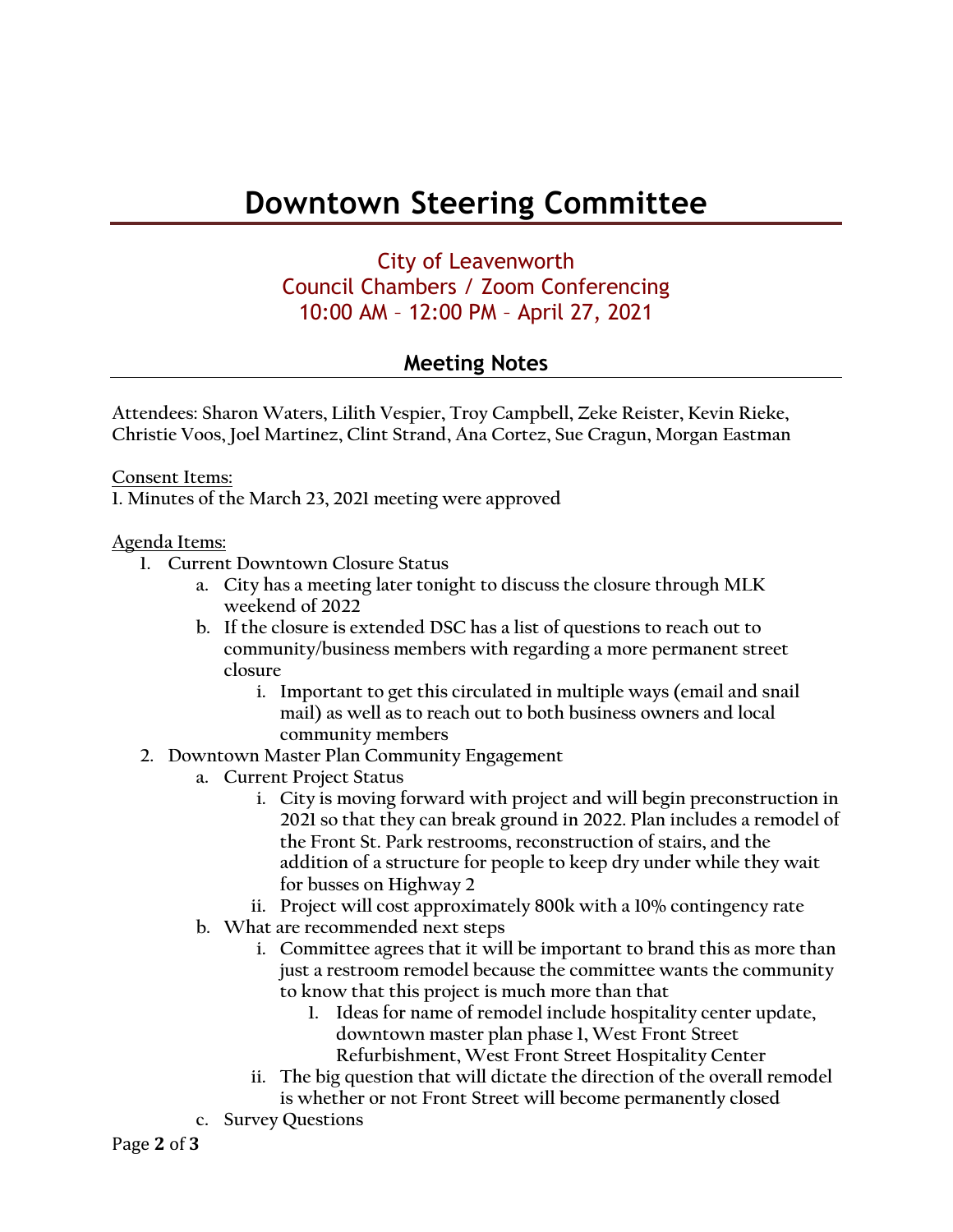# Downtown Steering Committee

## City of Leavenworth
## Council Chambers / Zoom Conferencing
## 10:00 AM – 12:00 PM – April 27, 2021

### Meeting Notes

**Attendees: Sharon Waters, Lilith Vespier, Troy Campbell, Zeke Reister, Kevin Rieke, Christie Voos, Joel Martinez, Clint Strand, Ana Cortez, Sue Cragun, Morgan Eastman**

**Consent Items:**

**1. Minutes of the March 23, 2021 meeting were approved**

**Agenda Items:**

1. **Current Downtown Closure Status**
    a. **City has a meeting later tonight to discuss the closure through MLK weekend of 2022**
    b. **If the closure is extended DSC has a list of questions to reach out to community/business members with regarding a more permanent street closure**
        i. **Important to get this circulated in multiple ways (email and snail mail) as well as to reach out to both business owners and local community members**
2. **Downtown Master Plan Community Engagement**
    a. **Current Project Status**
        i. **City is moving forward with project and will begin preconstruction in 2021 so that they can break ground in 2022. Plan includes a remodel of the Front St. Park restrooms, reconstruction of stairs, and the addition of a structure for people to keep dry under while they wait for busses on Highway 2**
        ii. **Project will cost approximately 800k with a 10% contingency rate**
    b. **What are recommended next steps**
        i. **Committee agrees that it will be important to brand this as more than just a restroom remodel because the committee wants the community to know that this project is much more than that**
            1. **Ideas for name of remodel include hospitality center update, downtown master plan phase 1, West Front Street Refurbishment, West Front Street Hospitality Center**
        ii. **The big question that will dictate the direction of the overall remodel is whether or not Front Street will become permanently closed**
    c. **Survey Questions**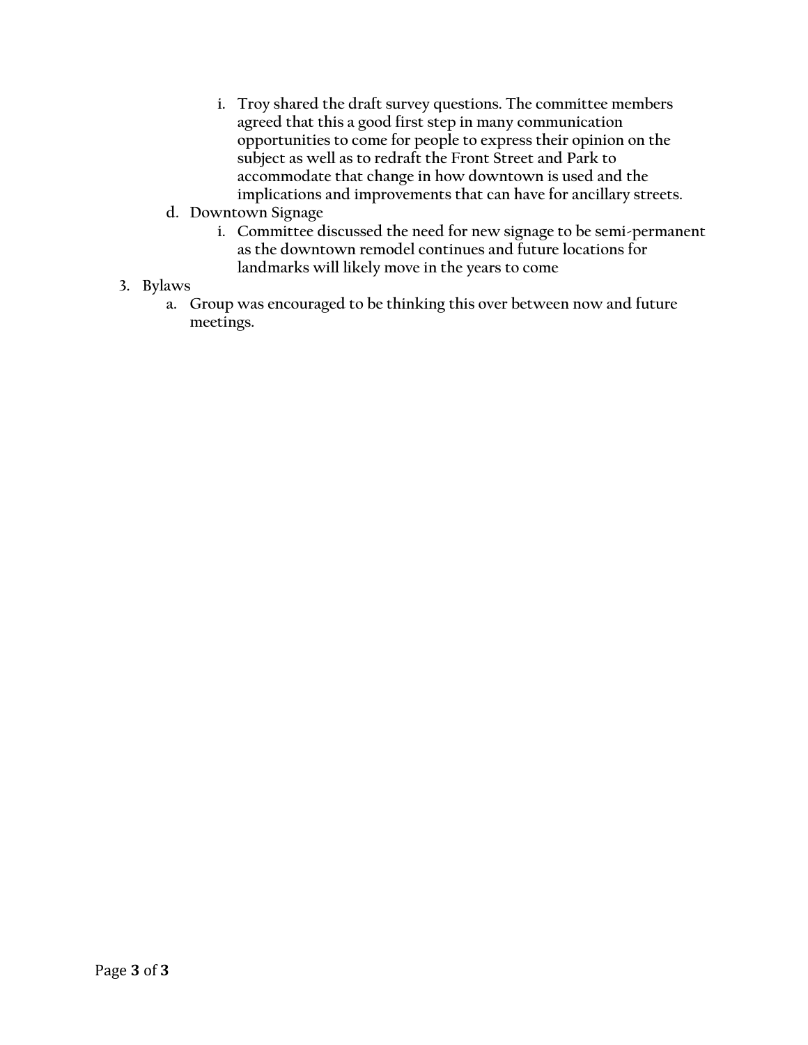i. Troy shared the draft survey questions. The committee members agreed that this a good first step in many communication opportunities to come for people to express their opinion on the subject as well as to redraft the Front Street and Park to accommodate that change in how downtown is used and the implications and improvements that can have for ancillary streets.

d. Downtown Signage

   i. Committee discussed the need for new signage to be semi-permanent as the downtown remodel continues and future locations for landmarks will likely move in the years to come

3. Bylaws

   a. Group was encouraged to be thinking this over between now and future meetings.